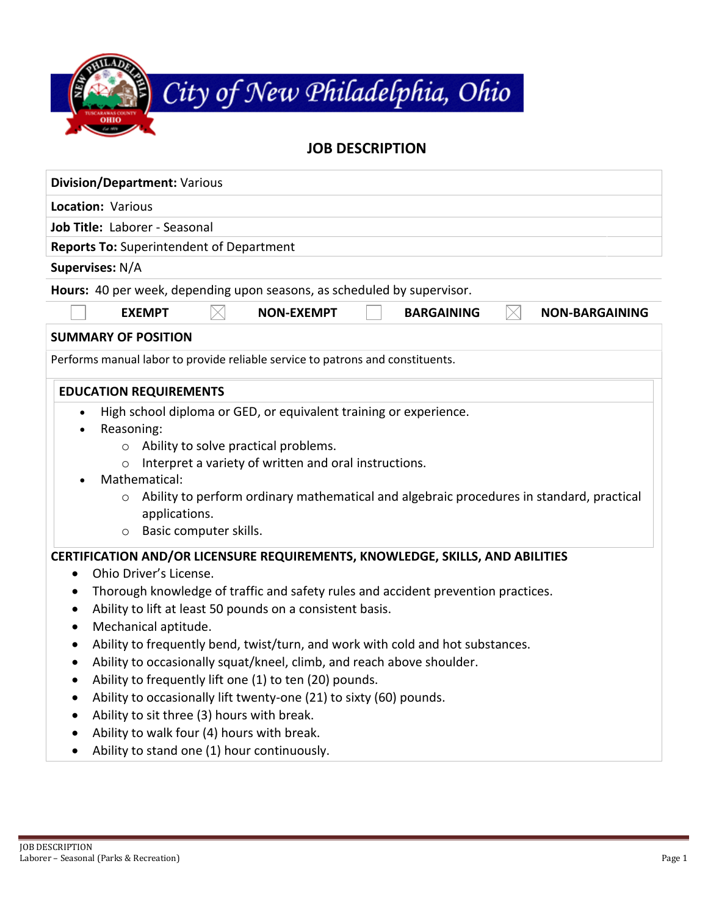# City of New Philadelphia, Ohio

## JOB DESCRIPTION

**Division/Department:** Various

**Location:** Various

**Job Title:** Laborer - Seasonal

**Reports To:** Superintendent of Department

**Supervises:** N/A

**Hours:** 40 per week, depending upon seasons, as scheduled by supervisor.

☐ **EXEMPT** ☒ **NON-EXEMPT** ☐ **BARGAINING** ☒ **NON-BARGAINING**

### SUMMARY OF POSITION

Performs manual labor to provide reliable service to patrons and constituents.

### EDUCATION REQUIREMENTS

- High school diploma or GED, or equivalent training or experience.
- Reasoning:
  - Ability to solve practical problems.
  - Interpret a variety of written and oral instructions.
- Mathematical:
  - Ability to perform ordinary mathematical and algebraic procedures in standard, practical applications.
  - Basic computer skills.

### CERTIFICATION AND/OR LICENSURE REQUIREMENTS, KNOWLEDGE, SKILLS, AND ABILITIES

- Ohio Driver's License.
- Thorough knowledge of traffic and safety rules and accident prevention practices.
- Ability to lift at least 50 pounds on a consistent basis.
- Mechanical aptitude.
- Ability to frequently bend, twist/turn, and work with cold and hot substances.
- Ability to occasionally squat/kneel, climb, and reach above shoulder.
- Ability to frequently lift one (1) to ten (20) pounds.
- Ability to occasionally lift twenty-one (21) to sixty (60) pounds.
- Ability to sit three (3) hours with break.
- Ability to walk four (4) hours with break.
- Ability to stand one (1) hour continuously.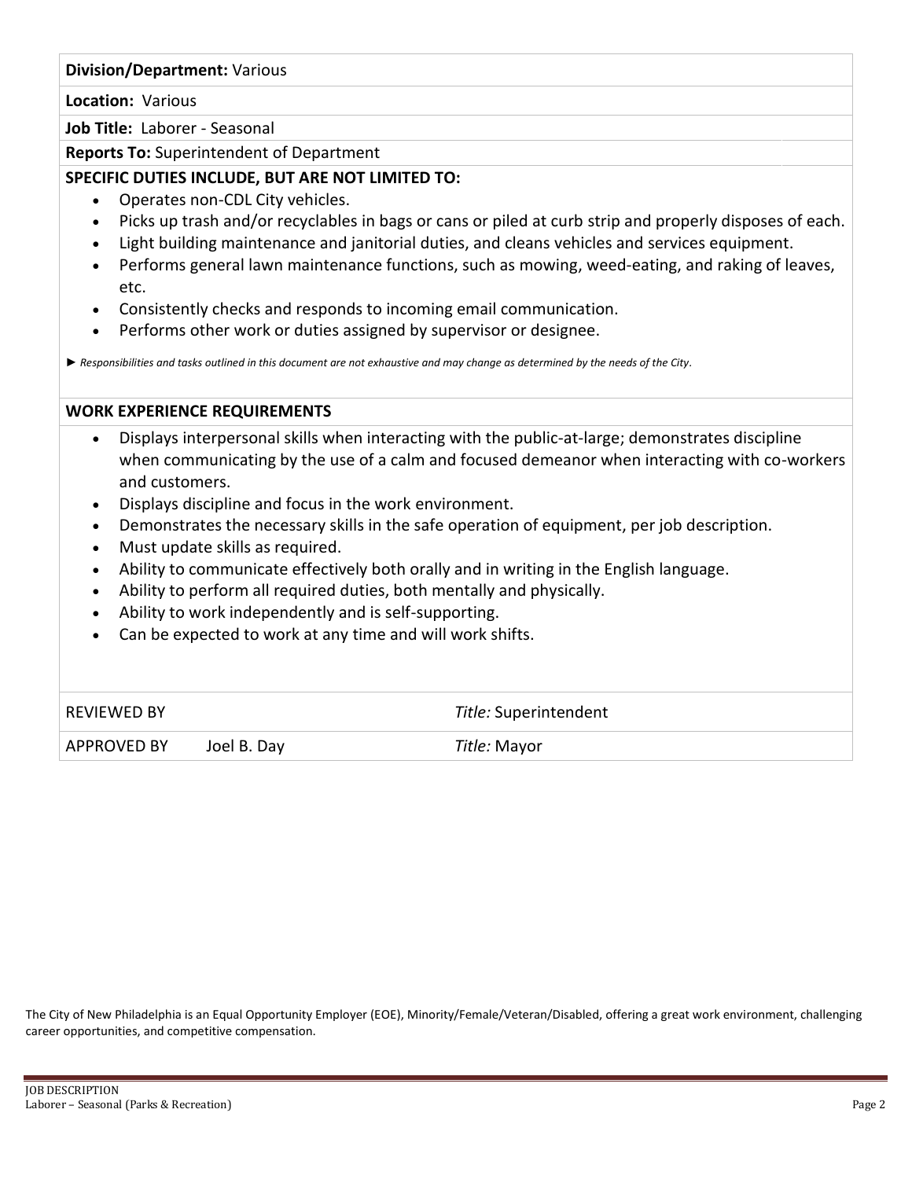**Division/Department:** Various

**Location:** Various

**Job Title:** Laborer - Seasonal

**Reports To:** Superintendent of Department

**SPECIFIC DUTIES INCLUDE, BUT ARE NOT LIMITED TO:**

- Operates non-CDL City vehicles.
- Picks up trash and/or recyclables in bags or cans or piled at curb strip and properly disposes of each.
- Light building maintenance and janitorial duties, and cleans vehicles and services equipment.
- Performs general lawn maintenance functions, such as mowing, weed-eating, and raking of leaves, etc.
- Consistently checks and responds to incoming email communication.
- Performs other work or duties assigned by supervisor or designee.

► *Responsibilities and tasks outlined in this document are not exhaustive and may change as determined by the needs of the City.*

**WORK EXPERIENCE REQUIREMENTS**

- Displays interpersonal skills when interacting with the public-at-large; demonstrates discipline when communicating by the use of a calm and focused demeanor when interacting with co-workers and customers.
- Displays discipline and focus in the work environment.
- Demonstrates the necessary skills in the safe operation of equipment, per job description.
- Must update skills as required.
- Ability to communicate effectively both orally and in writing in the English language.
- Ability to perform all required duties, both mentally and physically.
- Ability to work independently and is self-supporting.
- Can be expected to work at any time and will work shifts.

| | | |
|---|---|---|
| REVIEWED BY | | *Title:* Superintendent |
| APPROVED BY | Joel B. Day | *Title:* Mayor |

The City of New Philadelphia is an Equal Opportunity Employer (EOE), Minority/Female/Veteran/Disabled, offering a great work environment, challenging career opportunities, and competitive compensation.